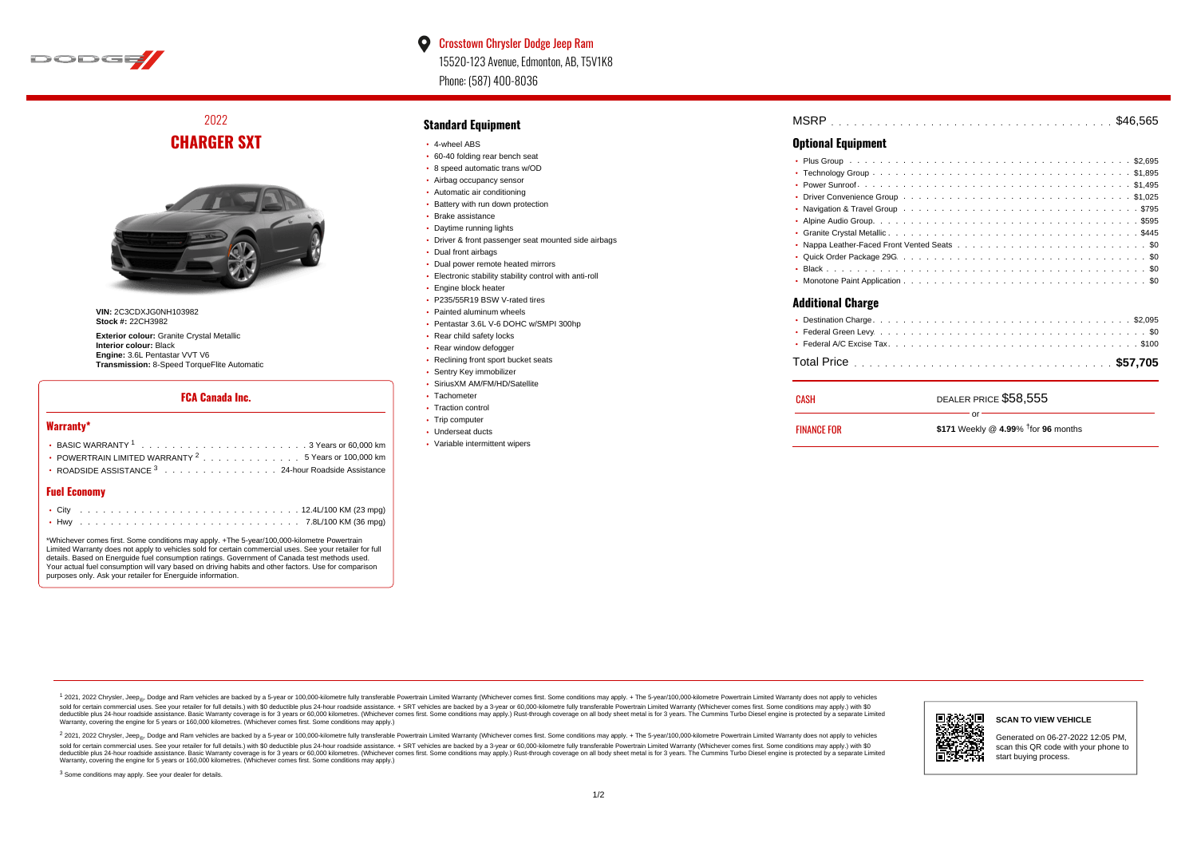Crosstown Chrysler Dodge Jeep Ram
15520-123 Avenue, Edmonton, AB, T5V1K8
Phone: (587) 400-8036

## 2022
# CHARGER SXT

**VIN:** 2C3CDXJG0NH103982
**Stock #:** 22CH3982

**Exterior colour:** Granite Crystal Metallic
**Interior colour:** Black
**Engine:** 3.6L Pentastar VVT V6
**Transmission:** 8-Speed TorqueFlite Automatic

### FCA Canada Inc.

### Warranty*

- BASIC WARRANTY [1] . . . . . . . . . . 3 Years or 60,000 km
- POWERTRAIN LIMITED WARRANTY [2] . . . . . . . . . . 5 Years or 100,000 km
- ROADSIDE ASSISTANCE [3] . . . . . . . . . . 24-hour Roadside Assistance

### Fuel Economy

- City . . . . . . . . . . 12.4L/100 KM (23 mpg)
- Hwy . . . . . . . . . . 7.8L/100 KM (36 mpg)

*Whichever comes first. Some conditions may apply. +The 5-year/100,000-kilometre Powertrain Limited Warranty does not apply to vehicles sold for certain commercial uses. See your retailer for full details. Based on Energuide fuel consumption ratings. Government of Canada test methods used. Your actual fuel consumption will vary based on driving habits and other factors. Use for comparison purposes only. Ask your retailer for Energuide information.

## Standard Equipment

- 4-wheel ABS
- 60-40 folding rear bench seat
- 8 speed automatic trans w/OD
- Airbag occupancy sensor
- Automatic air conditioning
- Battery with run down protection
- Brake assistance
- Daytime running lights
- Driver & front passenger seat mounted side airbags
- Dual front airbags
- Dual power remote heated mirrors
- Electronic stability stability control with anti-roll
- Engine block heater
- P235/55R19 BSW V-rated tires
- Painted aluminum wheels
- Pentastar 3.6L V-6 DOHC w/SMPI 300hp
- Rear child safety locks
- Rear window defogger
- Reclining front sport bucket seats
- Sentry Key immobilizer
- SiriusXM AM/FM/HD/Satellite
- Tachometer
- Traction control
- Trip computer
- Underseat ducts
- Variable intermittent wipers

MSRP . . . . . . . . . . $46,565

## Optional Equipment

- Plus Group . . . . . . . . . . $2,695
- Technology Group . . . . . . . . . . $1,895
- Power Sunroof . . . . . . . . . . $1,495
- Driver Convenience Group . . . . . . . . . . $1,025
- Navigation & Travel Group . . . . . . . . . . $795
- Alpine Audio Group . . . . . . . . . . $595
- Granite Crystal Metallic . . . . . . . . . . $445
- Nappa Leather-Faced Front Vented Seats . . . . . . . . . . $0
- Quick Order Package 29G . . . . . . . . . . $0
- Black . . . . . . . . . . $0
- Monotone Paint Application . . . . . . . . . . $0

## Additional Charge

- Destination Charge . . . . . . . . . . $2,095
- Federal Green Levy . . . . . . . . . . $0
- Federal A/C Excise Tax . . . . . . . . . . $100

Total Price . . . . . . . . . . **$57,705**

CASH — DEALER PRICE $58,555

or

FINANCE FOR — **$171** Weekly @ **4.99**% †for **96** months

[1] 2021, 2022 Chrysler, Jeep®, Dodge and Ram vehicles are backed by a 5-year or 100,000-kilometre fully transferable Powertrain Limited Warranty (Whichever comes first. Some conditions may apply. + The 5-year/100,000-kilometre Powertrain Limited Warranty does not apply to vehicles sold for certain commercial uses. See your retailer for full details.) with $0 deductible plus 24-hour roadside assistance. + SRT vehicles are backed by a 3-year or 60,000-kilometre fully transferable Powertrain Limited Warranty (Whichever comes first. Some conditions may apply.) with $0 deductible plus 24-hour roadside assistance. Basic Warranty coverage is for 3 years or 60,000 kilometres. (Whichever comes first. Some conditions may apply.) Rust-through coverage on all body sheet metal is for 3 years. The Cummins Turbo Diesel engine is protected by a separate Limited Warranty, covering the engine for 5 years or 160,000 kilometres. (Whichever comes first. Some conditions may apply.)

[2] 2021, 2022 Chrysler, Jeep®, Dodge and Ram vehicles are backed by a 5-year or 100,000-kilometre fully transferable Powertrain Limited Warranty (Whichever comes first. Some conditions may apply. + The 5-year/100,000-kilometre Powertrain Limited Warranty does not apply to vehicles sold for certain commercial uses. See your retailer for full details.) with $0 deductible plus 24-hour roadside assistance. + SRT vehicles are backed by a 3-year or 60,000-kilometre fully transferable Powertrain Limited Warranty (Whichever comes first. Some conditions may apply.) with $0 deductible plus 24-hour roadside assistance. Basic Warranty coverage is for 3 years or 60,000 kilometres. (Whichever comes first. Some conditions may apply.) Rust-through coverage on all body sheet metal is for 3 years. The Cummins Turbo Diesel engine is protected by a separate Limited Warranty, covering the engine for 5 years or 160,000 kilometres. (Whichever comes first. Some conditions may apply.)

[3] Some conditions may apply. See your dealer for details.

**SCAN TO VIEW VEHICLE**

Generated on 06-27-2022 12:05 PM, scan this QR code with your phone to start buying process.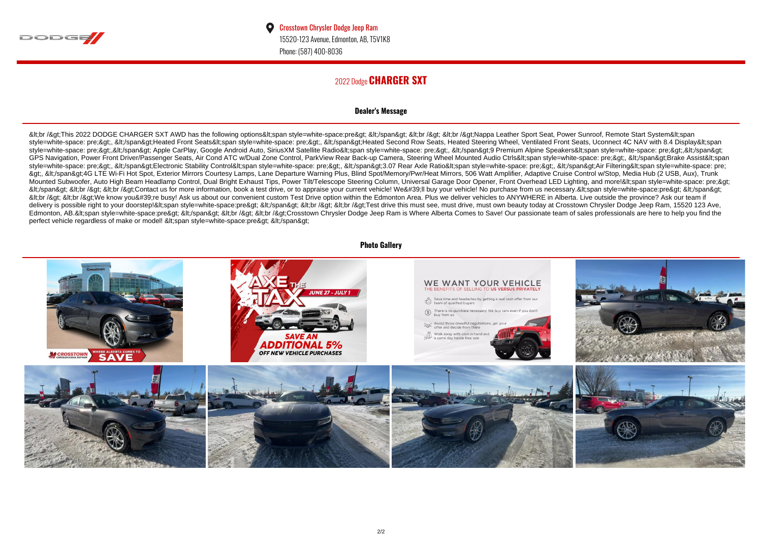Crosstown Chrysler Dodge Jeep Ram
15520-123 Avenue, Edmonton, AB, T5V1K8
Phone: (587) 400-8036

# 2022 Dodge **CHARGER SXT**

## Dealer's Message

&lt;br /&gt;This 2022 DODGE CHARGER SXT AWD has the following options&lt;span style=white-space:pre&gt; &lt;/span&gt; &lt;br /&gt; &lt;br /&gt;Nappa Leather Sport Seat, Power Sunroof, Remote Start System&lt;span style=white-space: pre;&gt;, &lt;/span&gt;Heated Front Seats&lt;span style=white-space: pre;&gt;, &lt;/span&gt;Heated Second Row Seats, Heated Steering Wheel, Ventilated Front Seats, Uconnect 4C NAV with 8.4 Display&lt;span style=white-space: pre;&gt;,&lt;/span&gt; Apple CarPlay, Google Android Auto, SiriusXM Satellite Radio&lt;span style=white-space: pre;&gt;, &lt;/span&gt;9 Premium Alpine Speakers&lt;span style=white-space: pre;&gt;,&lt;/span&gt; GPS Navigation, Power Front Driver/Passenger Seats, Air Cond ATC w/Dual Zone Control, ParkView Rear Back-up Camera, Steering Wheel Mounted Audio Ctrls&lt;span style=white-space: pre;&gt;, &lt;/span&gt;Brake Assist&lt;span style=white-space: pre;&gt;, &lt;/span&gt;Electronic Stability Control&lt;span style=white-space: pre;&gt;, &lt;/span&gt;3.07 Rear Axle Ratio&lt;span style=white-space: pre;&gt;, &lt;/span&gt;Air Filtering&lt;span style=white-space: pre; &gt;, &lt;/span&gt;4G LTE Wi-Fi Hot Spot, Exterior Mirrors Courtesy Lamps, Lane Departure Warning Plus, Blind Spot/Memory/Pwr/Heat Mirrors, 506 Watt Amplifier, Adaptive Cruise Control w/Stop, Media Hub (2 USB, Aux), Trunk Mounted Subwoofer, Auto High Beam Headlamp Control, Dual Bright Exhaust Tips, Power Tilt/Telescope Steering Column, Universal Garage Door Opener, Front Overhead LED Lighting, and more!&lt;span style=white-space: pre;&gt; &lt;/span&gt; &lt;br /&gt; &lt;br /&gt;Contact us for more information, book a test drive, or to appraise your current vehicle! We&#39;ll buy your vehicle! No purchase from us necessary.&lt;span style=white-space:pre&gt; &lt;/span&gt; &lt;br /&gt; &lt;br /&gt;We know you&#39;re busy! Ask us about our convenient custom Test Drive option within the Edmonton Area. Plus we deliver vehicles to ANYWHERE in Alberta. Live outside the province? Ask our team if delivery is possible right to your doorstep!&lt;span style=white-space:pre&gt; &lt;/span&gt; &lt;br /&gt; &lt;br /&gt;Test drive this must see, must drive, must own beauty today at Crosstown Chrysler Dodge Jeep Ram, 15520 123 Ave, Edmonton, AB.&lt;span style=white-space:pre&gt; &lt;/span&gt; &lt;br /&gt; &lt;br /&gt;Crosstown Chrysler Dodge Jeep Ram is Where Alberta Comes to Save! Our passionate team of sales professionals are here to help you find the perfect vehicle regardless of make or model! &lt;span style=white-space:pre&gt; &lt;/span&gt;

## Photo Gallery